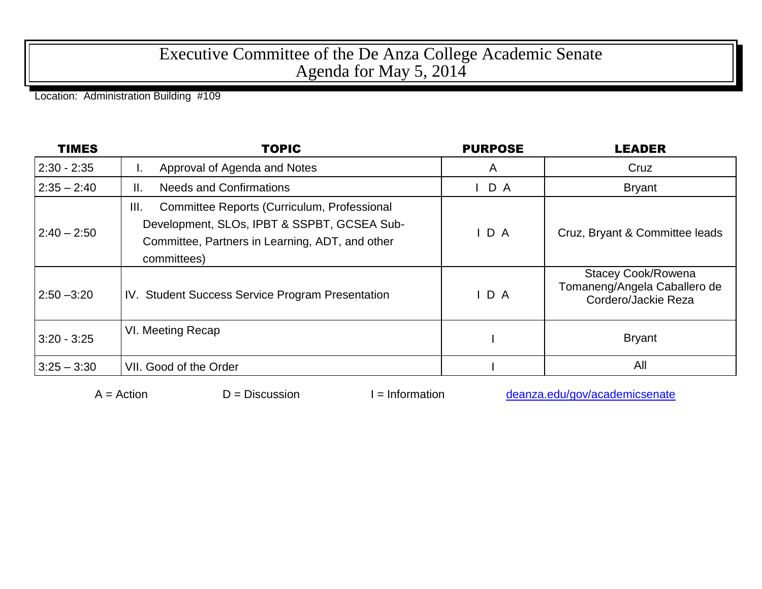# Executive Committee of the De Anza College Academic Senate
# Agenda for May 5, 2014

Location: Administration Building #109

| TIMES | TOPIC | PURPOSE | LEADER |
|---|---|---|---|
| 2:30 - 2:35 | I. Approval of Agenda and Notes | A | Cruz |
| 2:35 – 2:40 | II. Needs and Confirmations | I D A | Bryant |
| 2:40 – 2:50 | III. Committee Reports (Curriculum, Professional Development, SLOs, IPBT & SSPBT, GCSEA Sub-Committee, Partners in Learning, ADT, and other committees) | I D A | Cruz, Bryant & Committee leads |
| 2:50 –3:20 | IV. Student Success Service Program Presentation | I D A | Stacey Cook/Rowena Tomaneng/Angela Caballero de Cordero/Jackie Reza |
| 3:20 - 3:25 | VI. Meeting Recap | I | Bryant |
| 3:25 – 3:30 | VII. Good of the Order | I | All |

A = Action D = Discussion I = Information deanza.edu/gov/academicsenate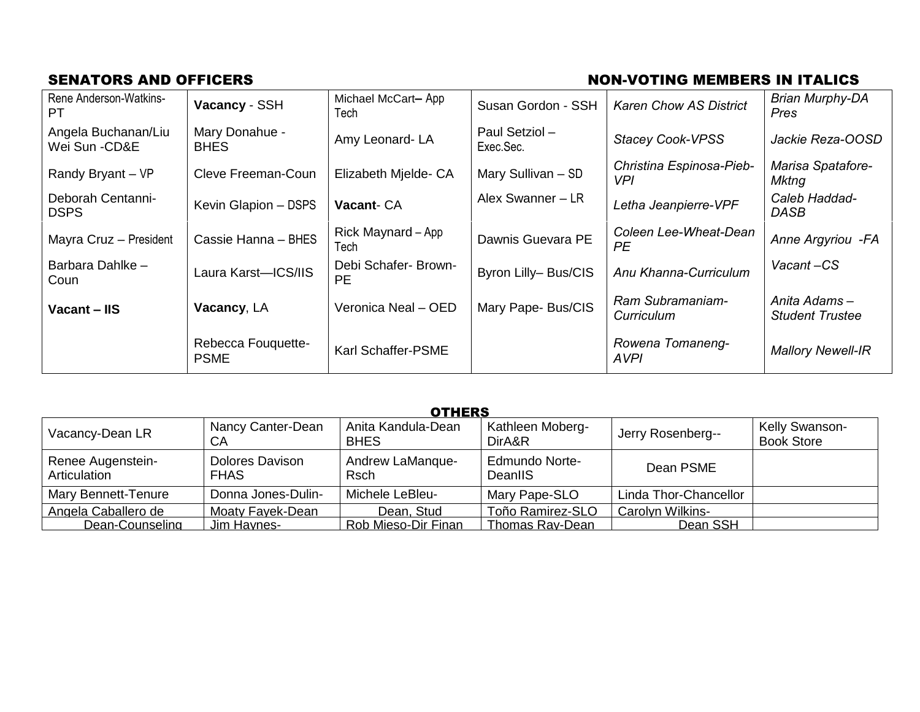## SENATORS AND OFFICERS

**NON-VOTING MEMBERS IN ITALICS**

| | | | | | |
|---|---|---|---|---|---|
| Rene Anderson-Watkins-PT | **Vacancy** - SSH | Michael McCart**–** App Tech | Susan Gordon - SSH | *Karen Chow AS District* | *Brian Murphy-DA Pres* |
| Angela Buchanan/Liu Wei Sun -CD&E | Mary Donahue - BHES | Amy Leonard- LA | Paul Setziol – Exec.Sec. | *Stacey Cook-VPSS* | *Jackie Reza-OOSD* |
| Randy Bryant – VP | Cleve Freeman-Coun | Elizabeth Mjelde- CA | Mary Sullivan – SD | *Christina Espinosa-Pieb-VPI* | *Marisa Spatafore-Mktng* |
| Deborah Centanni-DSPS | Kevin Glapion – DSPS | **Vacant**- CA | Alex Swanner – LR | *Letha Jeanpierre-VPF* | *Caleb Haddad-DASB* |
| Mayra Cruz – President | Cassie Hanna – BHES | Rick Maynard – App Tech | Dawnis Guevara PE | *Coleen Lee-Wheat-Dean PE* | *Anne Argyriou -FA* |
| Barbara Dahlke – Coun | Laura Karst—ICS/IIS | Debi Schafer- Brown-PE | Byron Lilly– Bus/CIS | *Anu Khanna-Curriculum* | *Vacant –CS* |
| **Vacant – IIS** | **Vacancy**, LA | Veronica Neal – OED | Mary Pape- Bus/CIS | *Ram Subramaniam-Curriculum* | *Anita Adams – Student Trustee* |
| | Rebecca Fouquette-PSME | Karl Schaffer-PSME | | *Rowena Tomaneng-AVPI* | *Mallory Newell-IR* |

## OTHERS

| | | | | | |
|---|---|---|---|---|---|
| Vacancy-Dean LR | Nancy Canter-Dean CA | Anita Kandula-Dean BHES | Kathleen Moberg-DirA&R | Jerry Rosenberg-- | Kelly Swanson-Book Store |
| Renee Augenstein-Articulation | Dolores Davison FHAS | Andrew LaManque-Rsch | Edmundo Norte-DeanIIS | Dean PSME | |
| Mary Bennett-Tenure | Donna Jones-Dulin- | Michele LeBleu- | Mary Pape-SLO | Linda Thor-Chancellor | |
| Angela Caballero de | Moaty Fayek-Dean | Dean, Stud | Toño Ramirez-SLO | Carolyn Wilkins- | |
| Dean-Counseling | Jim Haynes- | Rob Mieso-Dir Finan | Thomas Ray-Dean | Dean SSH | |